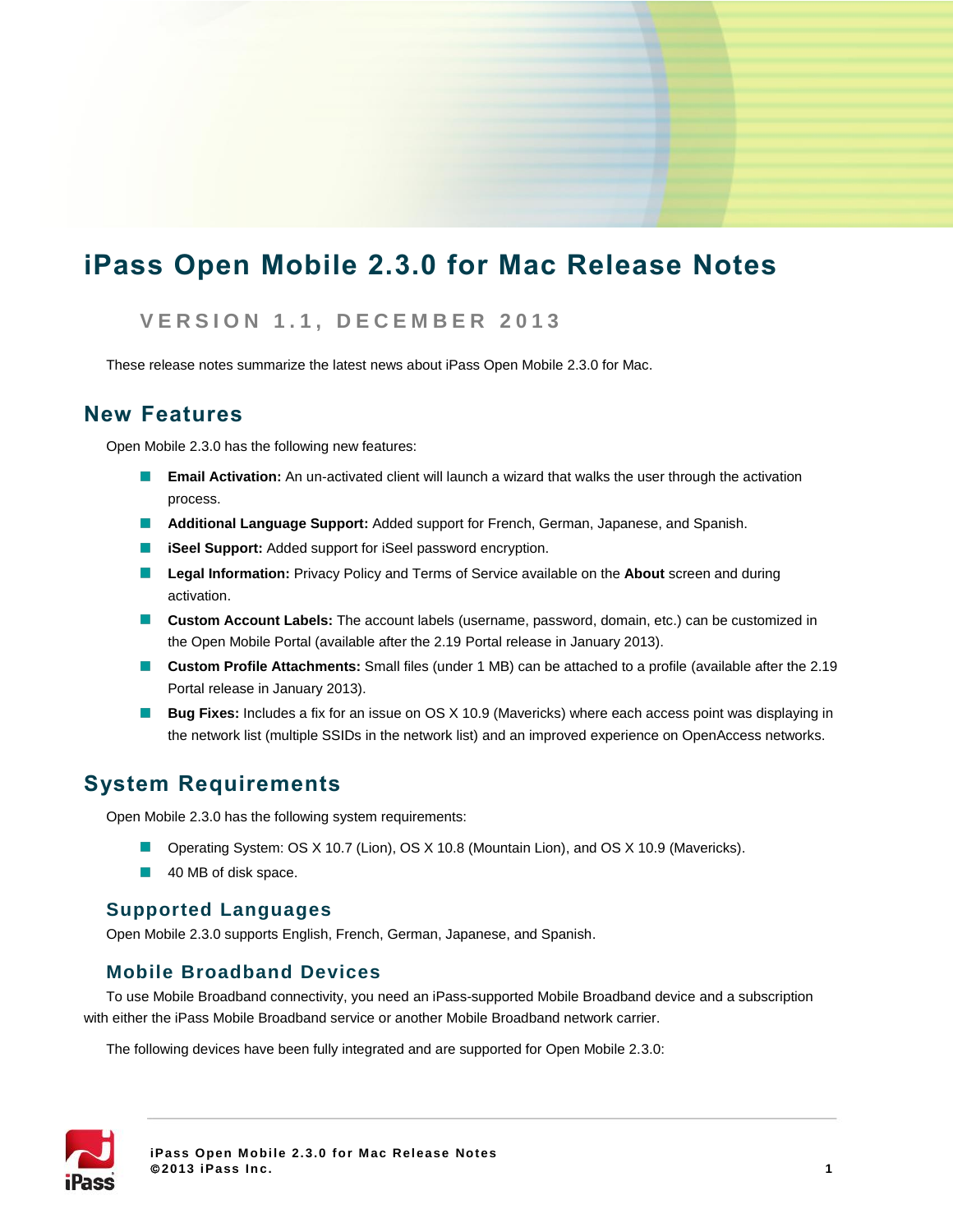# iPass Open Mobile 2.3.0 for Mac Release Notes

## VERSION 1.1, DECEMBER 2013

These release notes summarize the latest news about iPass Open Mobile 2.3.0 for Mac.

## New Features

Open Mobile 2.3.0 has the following new features:

- **Email Activation:** An un-activated client will launch a wizard that walks the user through the activation process.
- **Additional Language Support:** Added support for French, German, Japanese, and Spanish.
- **iSeel Support:** Added support for iSeel password encryption.
- **Legal Information:** Privacy Policy and Terms of Service available on the **About** screen and during activation.
- **Custom Account Labels:** The account labels (username, password, domain, etc.) can be customized in the Open Mobile Portal (available after the 2.19 Portal release in January 2013).
- **Custom Profile Attachments:** Small files (under 1 MB) can be attached to a profile (available after the 2.19 Portal release in January 2013).
- **Bug Fixes:** Includes a fix for an issue on OS X 10.9 (Mavericks) where each access point was displaying in the network list (multiple SSIDs in the network list) and an improved experience on OpenAccess networks.

## System Requirements

Open Mobile 2.3.0 has the following system requirements:

- Operating System: OS X 10.7 (Lion), OS X 10.8 (Mountain Lion), and OS X 10.9 (Mavericks).
- 40 MB of disk space.

### Supported Languages

Open Mobile 2.3.0 supports English, French, German, Japanese, and Spanish.

### Mobile Broadband Devices

To use Mobile Broadband connectivity, you need an iPass-supported Mobile Broadband device and a subscription with either the iPass Mobile Broadband service or another Mobile Broadband network carrier.

The following devices have been fully integrated and are supported for Open Mobile 2.3.0: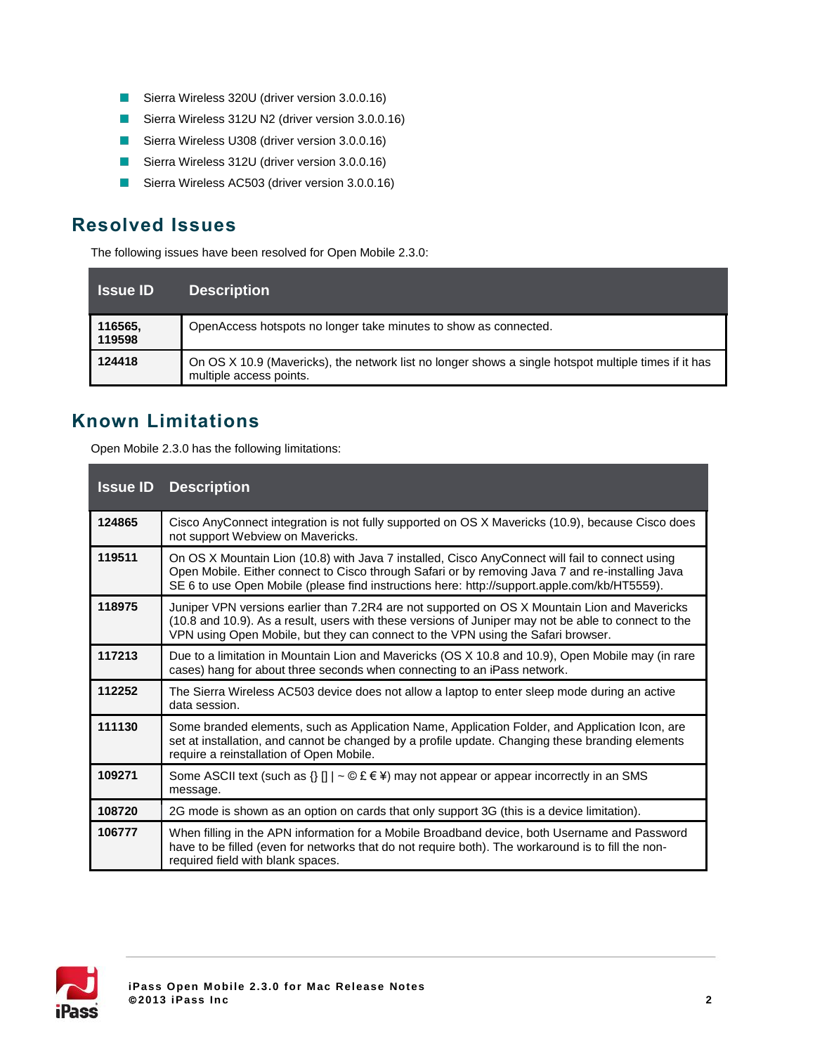- Sierra Wireless 320U (driver version 3.0.0.16)
- Sierra Wireless 312U N2 (driver version 3.0.0.16)
- Sierra Wireless U308 (driver version 3.0.0.16)
- Sierra Wireless 312U (driver version 3.0.0.16)
- Sierra Wireless AC503 (driver version 3.0.0.16)

## Resolved Issues

The following issues have been resolved for Open Mobile 2.3.0:

| Issue ID | Description |
|---|---|
| **116565, 119598** | OpenAccess hotspots no longer take minutes to show as connected. |
| **124418** | On OS X 10.9 (Mavericks), the network list no longer shows a single hotspot multiple times if it has multiple access points. |

## Known Limitations

Open Mobile 2.3.0 has the following limitations:

| Issue ID | Description |
|---|---|
| **124865** | Cisco AnyConnect integration is not fully supported on OS X Mavericks (10.9), because Cisco does not support Webview on Mavericks. |
| **119511** | On OS X Mountain Lion (10.8) with Java 7 installed, Cisco AnyConnect will fail to connect using Open Mobile. Either connect to Cisco through Safari or by removing Java 7 and re-installing Java SE 6 to use Open Mobile (please find instructions here: http://support.apple.com/kb/HT5559). |
| **118975** | Juniper VPN versions earlier than 7.2R4 are not supported on OS X Mountain Lion and Mavericks (10.8 and 10.9). As a result, users with these versions of Juniper may not be able to connect to the VPN using Open Mobile, but they can connect to the VPN using the Safari browser. |
| **117213** | Due to a limitation in Mountain Lion and Mavericks (OS X 10.8 and 10.9), Open Mobile may (in rare cases) hang for about three seconds when connecting to an iPass network. |
| **112252** | The Sierra Wireless AC503 device does not allow a laptop to enter sleep mode during an active data session. |
| **111130** | Some branded elements, such as Application Name, Application Folder, and Application Icon, are set at installation, and cannot be changed by a profile update. Changing these branding elements require a reinstallation of Open Mobile. |
| **109271** | Some ASCII text (such as {} [] \| ~ © £ € ¥) may not appear or appear incorrectly in an SMS message. |
| **108720** | 2G mode is shown as an option on cards that only support 3G (this is a device limitation). |
| **106777** | When filling in the APN information for a Mobile Broadband device, both Username and Password have to be filled (even for networks that do not require both). The workaround is to fill the non-required field with blank spaces. |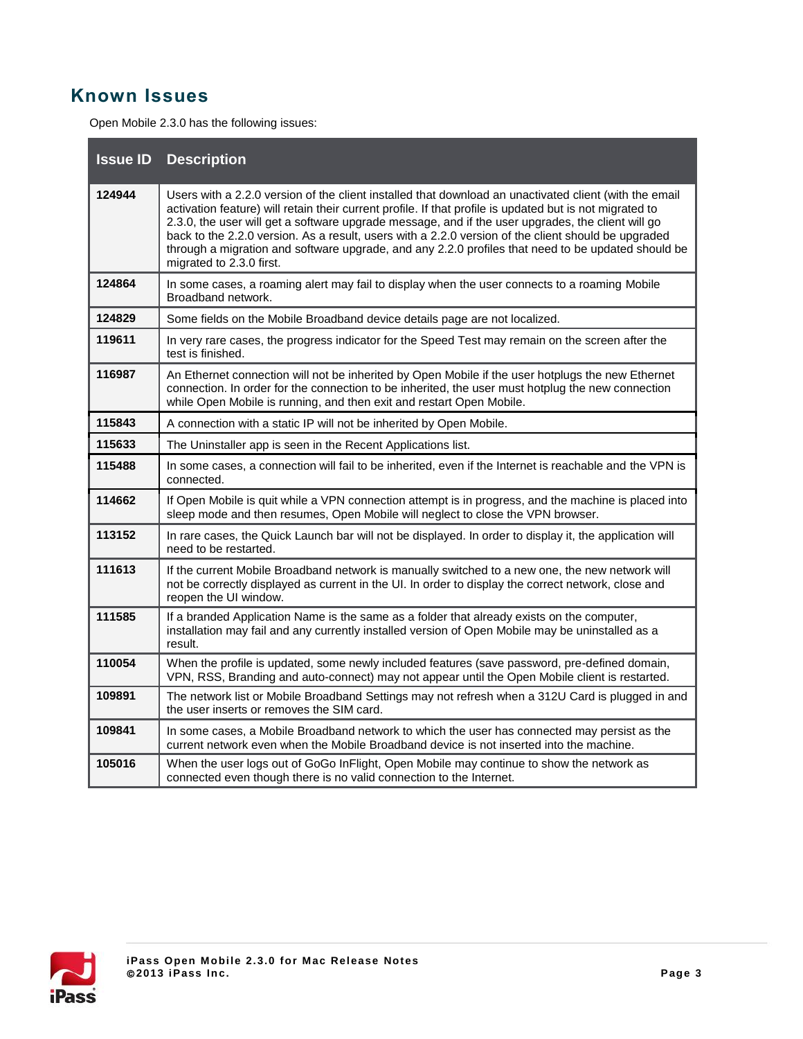## Known Issues

Open Mobile 2.3.0 has the following issues:

| Issue ID | Description |
|---|---|
| 124944 | Users with a 2.2.0 version of the client installed that download an unactivated client (with the email activation feature) will retain their current profile. If that profile is updated but is not migrated to 2.3.0, the user will get a software upgrade message, and if the user upgrades, the client will go back to the 2.2.0 version. As a result, users with a 2.2.0 version of the client should be upgraded through a migration and software upgrade, and any 2.2.0 profiles that need to be updated should be migrated to 2.3.0 first. |
| 124864 | In some cases, a roaming alert may fail to display when the user connects to a roaming Mobile Broadband network. |
| 124829 | Some fields on the Mobile Broadband device details page are not localized. |
| 119611 | In very rare cases, the progress indicator for the Speed Test may remain on the screen after the test is finished. |
| 116987 | An Ethernet connection will not be inherited by Open Mobile if the user hotplugs the new Ethernet connection. In order for the connection to be inherited, the user must hotplug the new connection while Open Mobile is running, and then exit and restart Open Mobile. |
| 115843 | A connection with a static IP will not be inherited by Open Mobile. |
| 115633 | The Uninstaller app is seen in the Recent Applications list. |
| 115488 | In some cases, a connection will fail to be inherited, even if the Internet is reachable and the VPN is connected. |
| 114662 | If Open Mobile is quit while a VPN connection attempt is in progress, and the machine is placed into sleep mode and then resumes, Open Mobile will neglect to close the VPN browser. |
| 113152 | In rare cases, the Quick Launch bar will not be displayed. In order to display it, the application will need to be restarted. |
| 111613 | If the current Mobile Broadband network is manually switched to a new one, the new network will not be correctly displayed as current in the UI. In order to display the correct network, close and reopen the UI window. |
| 111585 | If a branded Application Name is the same as a folder that already exists on the computer, installation may fail and any currently installed version of Open Mobile may be uninstalled as a result. |
| 110054 | When the profile is updated, some newly included features (save password, pre-defined domain, VPN, RSS, Branding and auto-connect) may not appear until the Open Mobile client is restarted. |
| 109891 | The network list or Mobile Broadband Settings may not refresh when a 312U Card is plugged in and the user inserts or removes the SIM card. |
| 109841 | In some cases, a Mobile Broadband network to which the user has connected may persist as the current network even when the Mobile Broadband device is not inserted into the machine. |
| 105016 | When the user logs out of GoGo InFlight, Open Mobile may continue to show the network as connected even though there is no valid connection to the Internet. |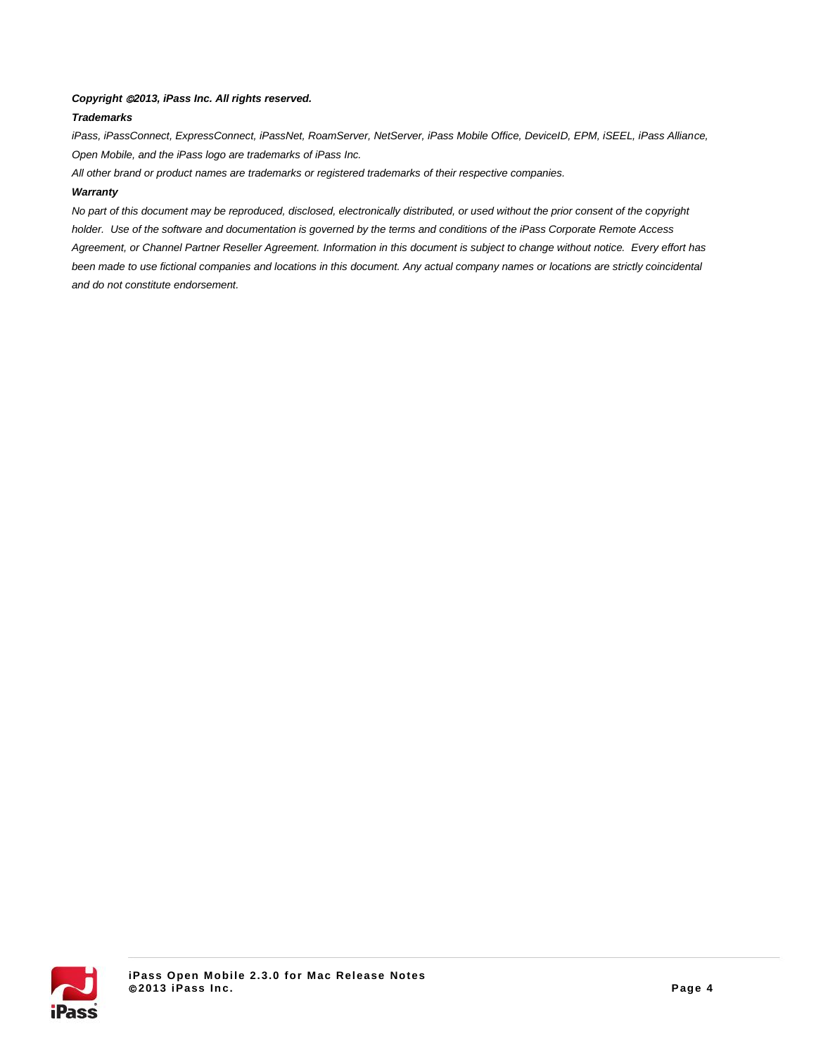***Copyright ©2013, iPass Inc. All rights reserved.***

***Trademarks***

*iPass, iPassConnect, ExpressConnect, iPassNet, RoamServer, NetServer, iPass Mobile Office, DeviceID, EPM, iSEEL, iPass Alliance, Open Mobile, and the iPass logo are trademarks of iPass Inc.*

*All other brand or product names are trademarks or registered trademarks of their respective companies.*

***Warranty***

*No part of this document may be reproduced, disclosed, electronically distributed, or used without the prior consent of the copyright holder. Use of the software and documentation is governed by the terms and conditions of the iPass Corporate Remote Access Agreement, or Channel Partner Reseller Agreement. Information in this document is subject to change without notice. Every effort has been made to use fictional companies and locations in this document. Any actual company names or locations are strictly coincidental and do not constitute endorsement.*